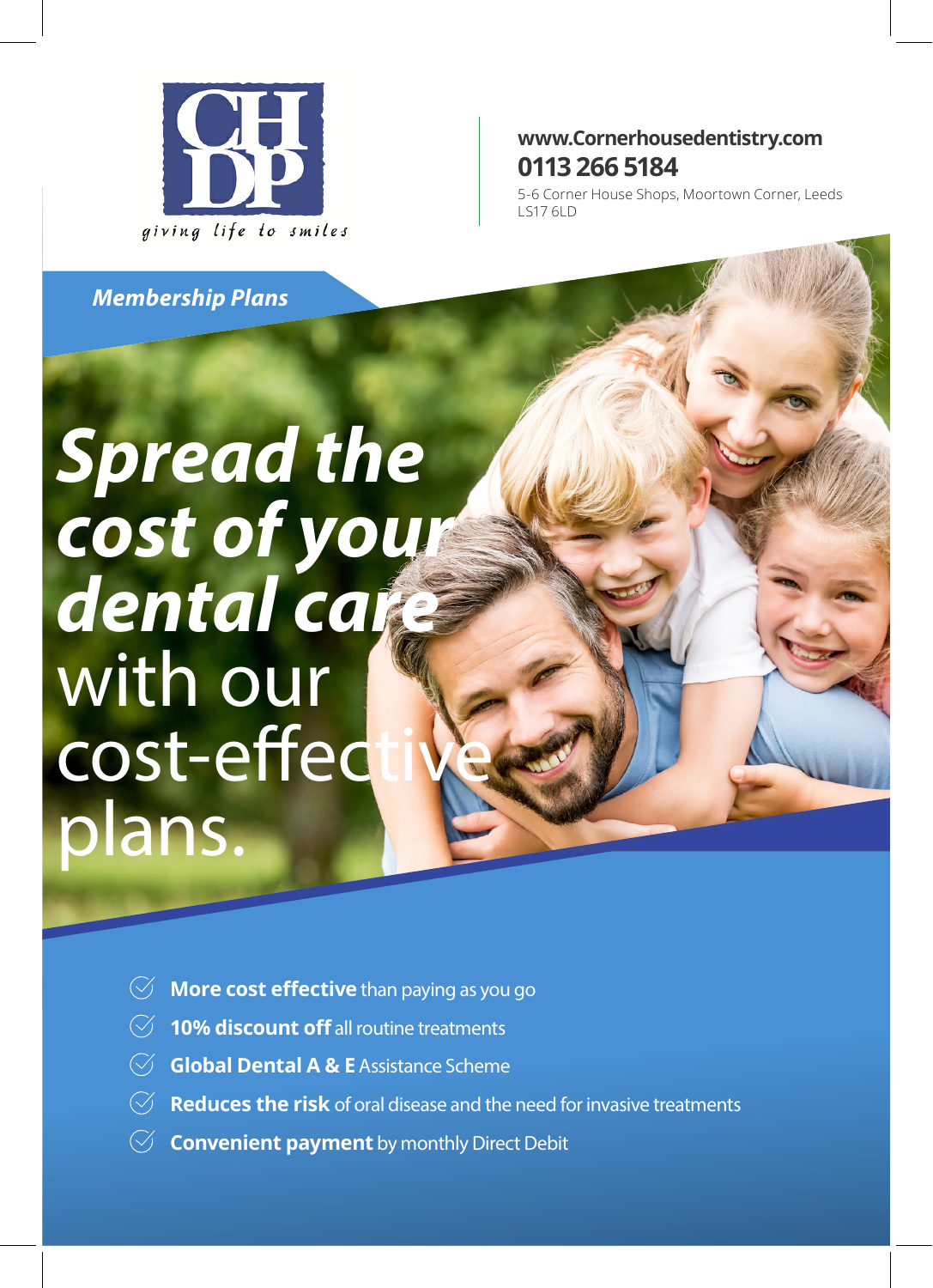CHDP

*giving life to smiles*

**www.Cornerhousedentistry.com**
**0113 266 5184**
5-6 Corner House Shops, Moortown Corner, Leeds LS17 6LD

***Membership Plans***

# ***Spread the cost of your dental care*** with our cost-effective plans.

- **More cost effective** than paying as you go
- **10% discount off** all routine treatments
- **Global Dental A & E** Assistance Scheme
- **Reduces the risk** of oral disease and the need for invasive treatments
- **Convenient payment** by monthly Direct Debit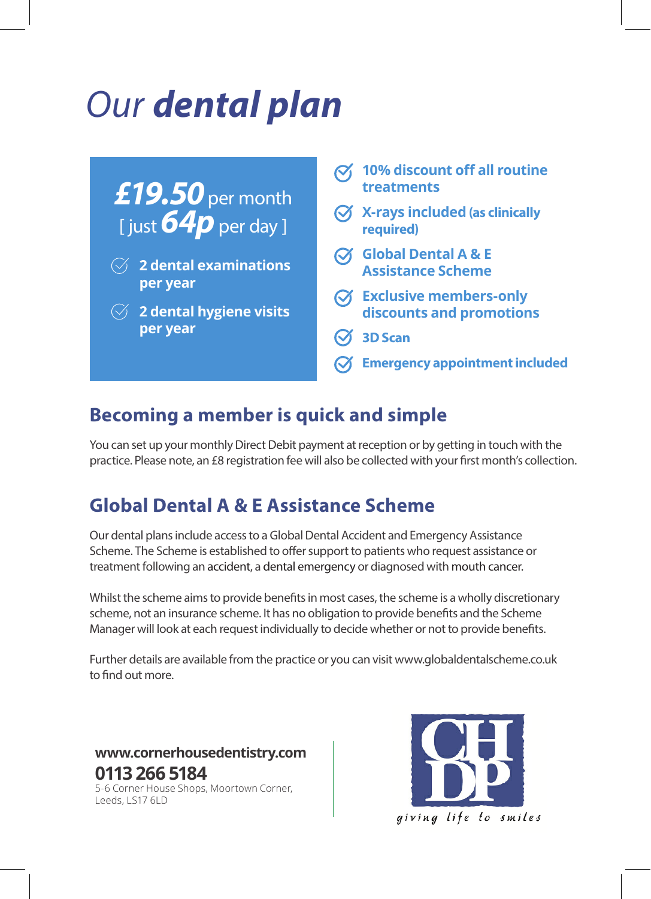# Our **dental plan**

**£19.50** per month
[ just **64p** per day ]

- **2 dental examinations per year**
- **2 dental hygiene visits per year**

- **10% discount off all routine treatments**
- **X-rays included (as clinically required)**
- **Global Dental A & E Assistance Scheme**
- **Exclusive members-only discounts and promotions**
- **3D Scan**
- **Emergency appointment included**

## Becoming a member is quick and simple

You can set up your monthly Direct Debit payment at reception or by getting in touch with the practice. Please note, an £8 registration fee will also be collected with your first month's collection.

## Global Dental A & E Assistance Scheme

Our dental plans include access to a Global Dental Accident and Emergency Assistance Scheme. The Scheme is established to offer support to patients who request assistance or treatment following an accident, a dental emergency or diagnosed with mouth cancer.

Whilst the scheme aims to provide benefits in most cases, the scheme is a wholly discretionary scheme, not an insurance scheme. It has no obligation to provide benefits and the Scheme Manager will look at each request individually to decide whether or not to provide benefits.

Further details are available from the practice or you can visit www.globaldentalscheme.co.uk to find out more.

**www.cornerhousedentistry.com**
**0113 266 5184**
5-6 Corner House Shops, Moortown Corner, Leeds, LS17 6LD

CHDP
giving life to smiles